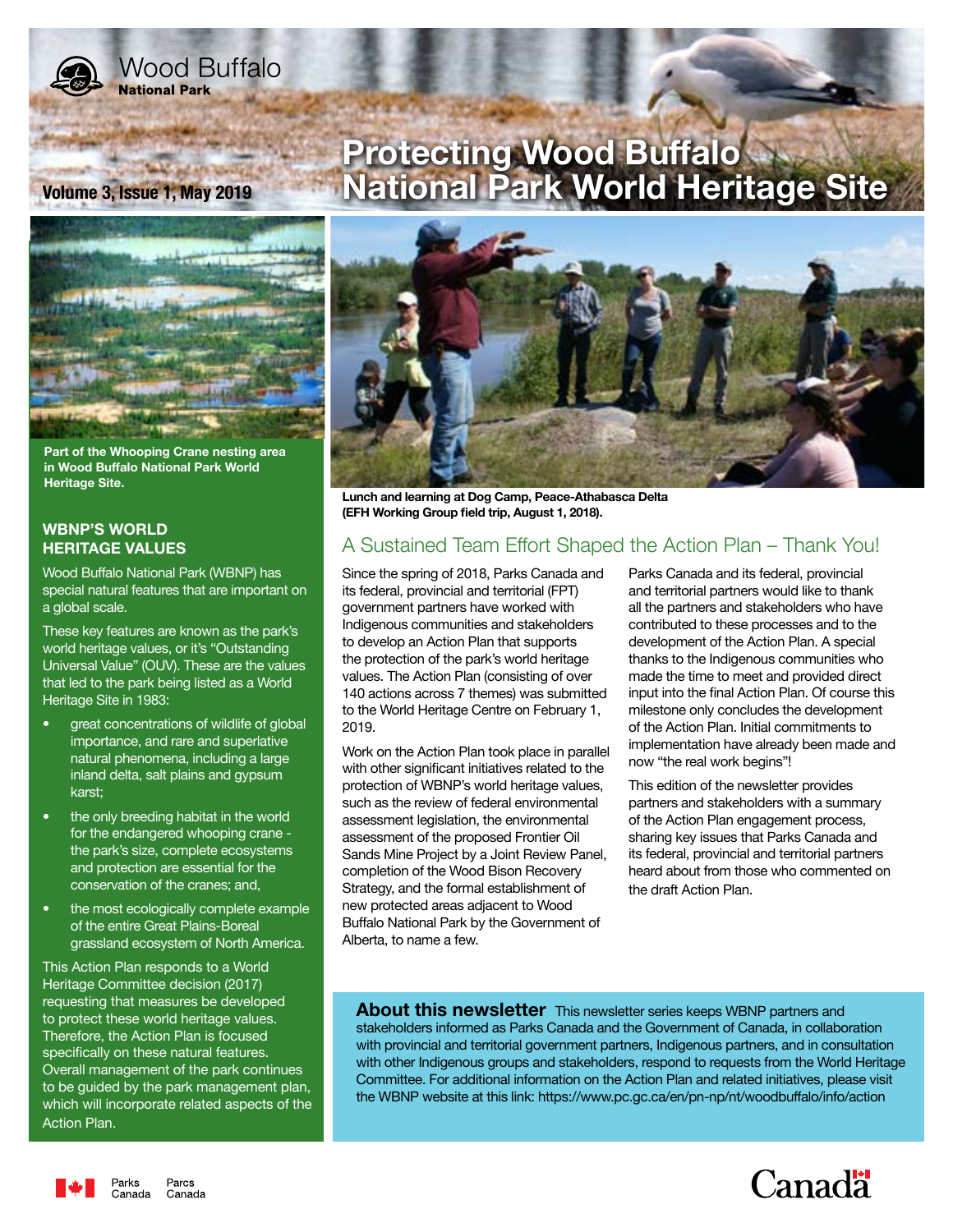Wood Buffalo
**National Park**

Volume 3, Issue 1, May 2019

# Protecting Wood Buffalo National Park World Heritage Site

Part of the Whooping Crane nesting area in Wood Buffalo National Park World Heritage Site.

## WBNP'S WORLD HERITAGE VALUES

Wood Buffalo National Park (WBNP) has special natural features that are important on a global scale.

These key features are known as the park's world heritage values, or it's "Outstanding Universal Value" (OUV). These are the values that led to the park being listed as a World Heritage Site in 1983:

- great concentrations of wildlife of global importance, and rare and superlative natural phenomena, including a large inland delta, salt plains and gypsum karst;
- the only breeding habitat in the world for the endangered whooping crane - the park's size, complete ecosystems and protection are essential for the conservation of the cranes; and,
- the most ecologically complete example of the entire Great Plains-Boreal grassland ecosystem of North America.

This Action Plan responds to a World Heritage Committee decision (2017) requesting that measures be developed to protect these world heritage values. Therefore, the Action Plan is focused specifically on these natural features. Overall management of the park continues to be guided by the park management plan, which will incorporate related aspects of the Action Plan.

Lunch and learning at Dog Camp, Peace-Athabasca Delta (EFH Working Group field trip, August 1, 2018).

## A Sustained Team Effort Shaped the Action Plan – Thank You!

Since the spring of 2018, Parks Canada and its federal, provincial and territorial (FPT) government partners have worked with Indigenous communities and stakeholders to develop an Action Plan that supports the protection of the park's world heritage values. The Action Plan (consisting of over 140 actions across 7 themes) was submitted to the World Heritage Centre on February 1, 2019.

Work on the Action Plan took place in parallel with other significant initiatives related to the protection of WBNP's world heritage values, such as the review of federal environmental assessment legislation, the environmental assessment of the proposed Frontier Oil Sands Mine Project by a Joint Review Panel, completion of the Wood Bison Recovery Strategy, and the formal establishment of new protected areas adjacent to Wood Buffalo National Park by the Government of Alberta, to name a few.

Parks Canada and its federal, provincial and territorial partners would like to thank all the partners and stakeholders who have contributed to these processes and to the development of the Action Plan. A special thanks to the Indigenous communities who made the time to meet and provided direct input into the final Action Plan. Of course this milestone only concludes the development of the Action Plan. Initial commitments to implementation have already been made and now "the real work begins"!

This edition of the newsletter provides partners and stakeholders with a summary of the Action Plan engagement process, sharing key issues that Parks Canada and its federal, provincial and territorial partners heard about from those who commented on the draft Action Plan.

**About this newsletter** This newsletter series keeps WBNP partners and stakeholders informed as Parks Canada and the Government of Canada, in collaboration with provincial and territorial government partners, Indigenous partners, and in consultation with other Indigenous groups and stakeholders, respond to requests from the World Heritage Committee. For additional information on the Action Plan and related initiatives, please visit the WBNP website at this link: https://www.pc.gc.ca/en/pn-np/nt/woodbuffalo/info/action

Parks Canada Parcs Canada

Canada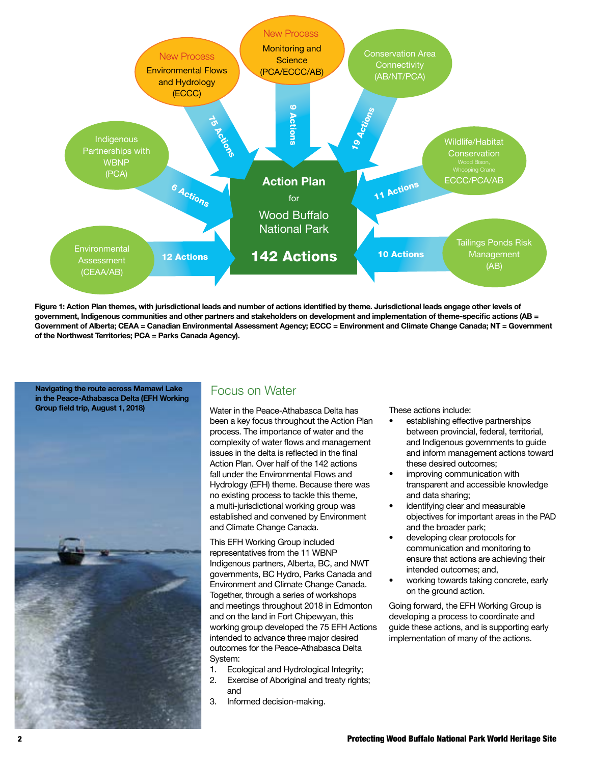Figure 1 diagram text:

- Action Plan for Wood Buffalo National Park — 142 Actions
- New Process: Environmental Flows and Hydrology (ECCC) — 75 Actions
- New Process: Monitoring and Science (PCA/ECCC/AB) — 9 Actions
- Conservation Area Connectivity (AB/NT/PCA) — 19 Actions
- Wildlife/Habitat Conservation (Wood Bison, Whooping Crane) ECCC/PCA/AB — 11 Actions
- Tailings Ponds Risk Management (AB) — 10 Actions
- Environmental Assessment (CEAA/AB) — 12 Actions
- Indigenous Partnerships with WBNP (PCA) — 6 Actions

**Figure 1: Action Plan themes, with jurisdictional leads and number of actions identified by theme. Jurisdictional leads engage other levels of government, Indigenous communities and other partners and stakeholders on development and implementation of theme-specific actions (AB = Government of Alberta; CEAA = Canadian Environmental Assessment Agency; ECCC = Environment and Climate Change Canada; NT = Government of the Northwest Territories; PCA = Parks Canada Agency).**

**Navigating the route across Mamawi Lake in the Peace-Athabasca Delta (EFH Working Group field trip, August 1, 2018)**

## Focus on Water

Water in the Peace-Athabasca Delta has been a key focus throughout the Action Plan process. The importance of water and the complexity of water flows and management issues in the delta is reflected in the final Action Plan. Over half of the 142 actions fall under the Environmental Flows and Hydrology (EFH) theme. Because there was no existing process to tackle this theme, a multi-jurisdictional working group was established and convened by Environment and Climate Change Canada.

This EFH Working Group included representatives from the 11 WBNP Indigenous partners, Alberta, BC, and NWT governments, BC Hydro, Parks Canada and Environment and Climate Change Canada. Together, through a series of workshops and meetings throughout 2018 in Edmonton and on the land in Fort Chipewyan, this working group developed the 75 EFH Actions intended to advance three major desired outcomes for the Peace-Athabasca Delta System:

1. Ecological and Hydrological Integrity;
2. Exercise of Aboriginal and treaty rights; and
3. Informed decision-making.

These actions include:

- establishing effective partnerships between provincial, federal, territorial, and Indigenous governments to guide and inform management actions toward these desired outcomes;
- improving communication with transparent and accessible knowledge and data sharing;
- identifying clear and measurable objectives for important areas in the PAD and the broader park;
- developing clear protocols for communication and monitoring to ensure that actions are achieving their intended outcomes; and,
- working towards taking concrete, early on the ground action.

Going forward, the EFH Working Group is developing a process to coordinate and guide these actions, and is supporting early implementation of many of the actions.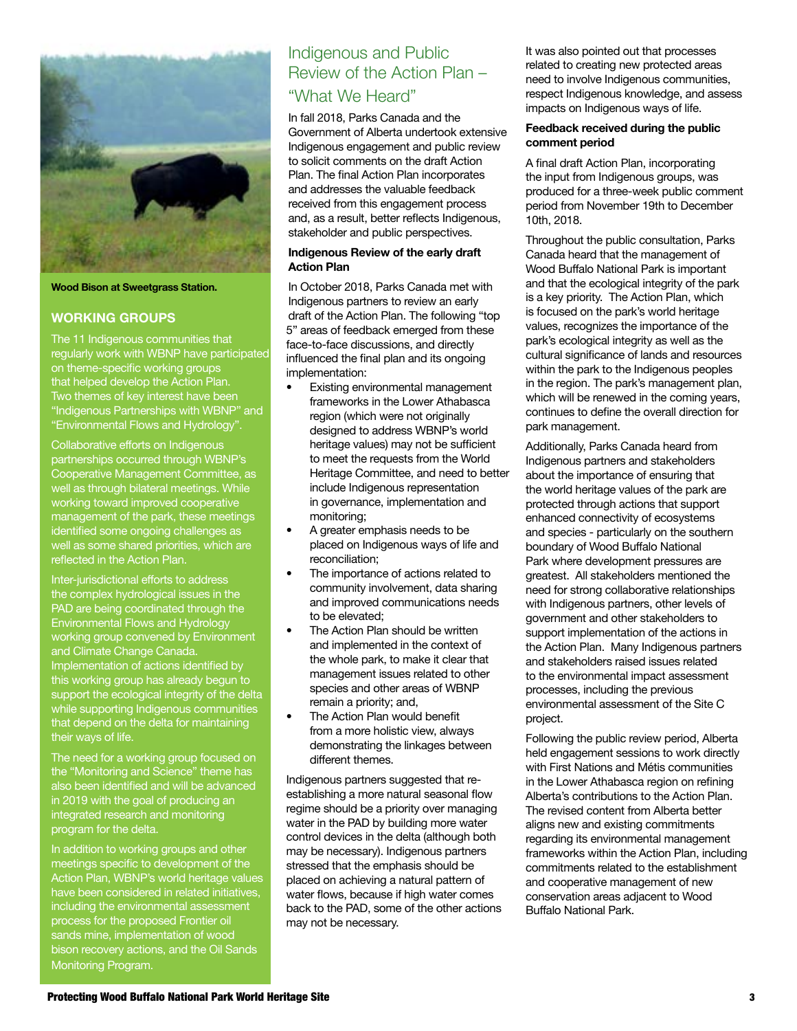Wood Bison at Sweetgrass Station.

## WORKING GROUPS

The 11 Indigenous communities that regularly work with WBNP have participated on theme-specific working groups that helped develop the Action Plan. Two themes of key interest have been "Indigenous Partnerships with WBNP" and "Environmental Flows and Hydrology".

Collaborative efforts on Indigenous partnerships occurred through WBNP's Cooperative Management Committee, as well as through bilateral meetings. While working toward improved cooperative management of the park, these meetings identified some ongoing challenges as well as some shared priorities, which are reflected in the Action Plan.

Inter-jurisdictional efforts to address the complex hydrological issues in the PAD are being coordinated through the Environmental Flows and Hydrology working group convened by Environment and Climate Change Canada. Implementation of actions identified by this working group has already begun to support the ecological integrity of the delta while supporting Indigenous communities that depend on the delta for maintaining their ways of life.

The need for a working group focused on the "Monitoring and Science" theme has also been identified and will be advanced in 2019 with the goal of producing an integrated research and monitoring program for the delta.

In addition to working groups and other meetings specific to development of the Action Plan, WBNP's world heritage values have been considered in related initiatives, including the environmental assessment process for the proposed Frontier oil sands mine, implementation of wood bison recovery actions, and the Oil Sands Monitoring Program.

# Indigenous and Public Review of the Action Plan – "What We Heard"

In fall 2018, Parks Canada and the Government of Alberta undertook extensive Indigenous engagement and public review to solicit comments on the draft Action Plan. The final Action Plan incorporates and addresses the valuable feedback received from this engagement process and, as a result, better reflects Indigenous, stakeholder and public perspectives.

### Indigenous Review of the early draft Action Plan

In October 2018, Parks Canada met with Indigenous partners to review an early draft of the Action Plan. The following "top 5" areas of feedback emerged from these face-to-face discussions, and directly influenced the final plan and its ongoing implementation:

- Existing environmental management frameworks in the Lower Athabasca region (which were not originally designed to address WBNP's world heritage values) may not be sufficient to meet the requests from the World Heritage Committee, and need to better include Indigenous representation in governance, implementation and monitoring;
- A greater emphasis needs to be placed on Indigenous ways of life and reconciliation;
- The importance of actions related to community involvement, data sharing and improved communications needs to be elevated;
- The Action Plan should be written and implemented in the context of the whole park, to make it clear that management issues related to other species and other areas of WBNP remain a priority; and,
- The Action Plan would benefit from a more holistic view, always demonstrating the linkages between different themes.

Indigenous partners suggested that re-establishing a more natural seasonal flow regime should be a priority over managing water in the PAD by building more water control devices in the delta (although both may be necessary). Indigenous partners stressed that the emphasis should be placed on achieving a natural pattern of water flows, because if high water comes back to the PAD, some of the other actions may not be necessary.

It was also pointed out that processes related to creating new protected areas need to involve Indigenous communities, respect Indigenous knowledge, and assess impacts on Indigenous ways of life.

### Feedback received during the public comment period

A final draft Action Plan, incorporating the input from Indigenous groups, was produced for a three-week public comment period from November 19th to December 10th, 2018.

Throughout the public consultation, Parks Canada heard that the management of Wood Buffalo National Park is important and that the ecological integrity of the park is a key priority. The Action Plan, which is focused on the park's world heritage values, recognizes the importance of the park's ecological integrity as well as the cultural significance of lands and resources within the park to the Indigenous peoples in the region. The park's management plan, which will be renewed in the coming years, continues to define the overall direction for park management.

Additionally, Parks Canada heard from Indigenous partners and stakeholders about the importance of ensuring that the world heritage values of the park are protected through actions that support enhanced connectivity of ecosystems and species - particularly on the southern boundary of Wood Buffalo National Park where development pressures are greatest. All stakeholders mentioned the need for strong collaborative relationships with Indigenous partners, other levels of government and other stakeholders to support implementation of the actions in the Action Plan. Many Indigenous partners and stakeholders raised issues related to the environmental impact assessment processes, including the previous environmental assessment of the Site C project.

Following the public review period, Alberta held engagement sessions to work directly with First Nations and Métis communities in the Lower Athabasca region on refining Alberta's contributions to the Action Plan. The revised content from Alberta better aligns new and existing commitments regarding its environmental management frameworks within the Action Plan, including commitments related to the establishment and cooperative management of new conservation areas adjacent to Wood Buffalo National Park.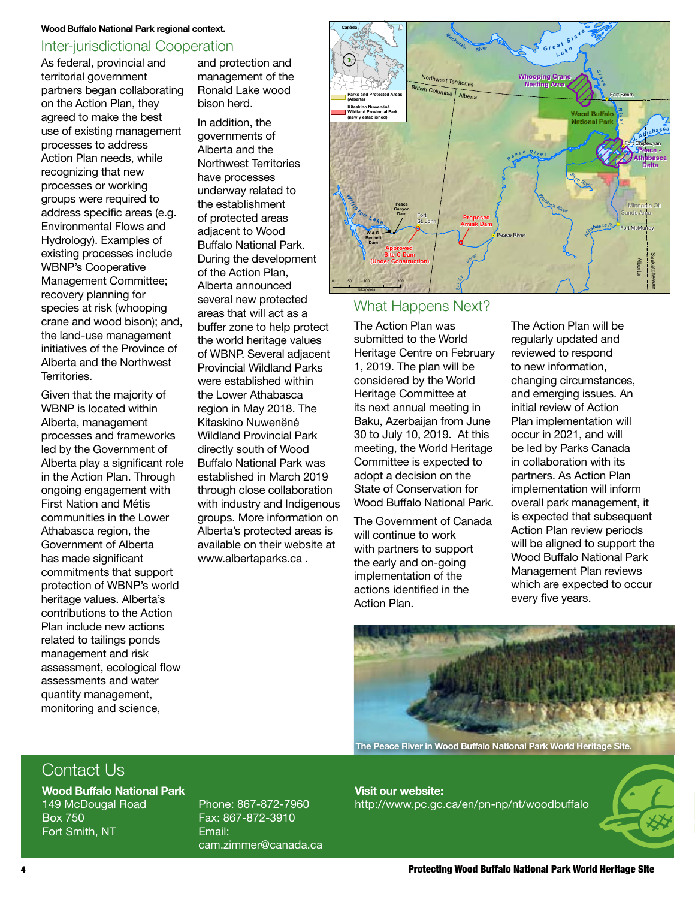**Wood Buffalo National Park regional context.**

## Inter-jurisdictional Cooperation

As federal, provincial and territorial government partners began collaborating on the Action Plan, they agreed to make the best use of existing management processes to address Action Plan needs, while recognizing that new processes or working groups were required to address specific areas (e.g. Environmental Flows and Hydrology). Examples of existing processes include WBNP's Cooperative Management Committee; recovery planning for species at risk (whooping crane and wood bison); and, the land-use management initiatives of the Province of Alberta and the Northwest Territories.

Given that the majority of WBNP is located within Alberta, management processes and frameworks led by the Government of Alberta play a significant role in the Action Plan. Through ongoing engagement with First Nation and Métis communities in the Lower Athabasca region, the Government of Alberta has made significant commitments that support protection of WBNP's world heritage values. Alberta's contributions to the Action Plan include new actions related to tailings ponds management and risk assessment, ecological flow assessments and water quantity management, monitoring and science, and protection and management of the Ronald Lake wood bison herd.

In addition, the governments of Alberta and the Northwest Territories have processes underway related to the establishment of protected areas adjacent to Wood Buffalo National Park. During the development of the Action Plan, Alberta announced several new protected areas that will act as a buffer zone to help protect the world heritage values of WBNP. Several adjacent Provincial Wildland Parks were established within the Lower Athabasca region in May 2018. The Kitaskino Nuwenëné Wildland Provincial Park directly south of Wood Buffalo National Park was established in March 2019 through close collaboration with industry and Indigenous groups. More information on Alberta's protected areas is available on their website at www.albertaparks.ca .

## What Happens Next?

The Action Plan was submitted to the World Heritage Centre on February 1, 2019. The plan will be considered by the World Heritage Committee at its next annual meeting in Baku, Azerbaijan from June 30 to July 10, 2019. At this meeting, the World Heritage Committee is expected to adopt a decision on the State of Conservation for Wood Buffalo National Park.

The Government of Canada will continue to work with partners to support the early and on-going implementation of the actions identified in the Action Plan.

The Action Plan will be regularly updated and reviewed to respond to new information, changing circumstances, and emerging issues. An initial review of Action Plan implementation will occur in 2021, and will be led by Parks Canada in collaboration with its partners. As Action Plan implementation will inform overall park management, it is expected that subsequent Action Plan review periods will be aligned to support the Wood Buffalo National Park Management Plan reviews which are expected to occur every five years.

The Peace River in Wood Buffalo National Park World Heritage Site.

## Contact Us

**Wood Buffalo National Park**
149 McDougal Road
Box 750
Fort Smith, NT

Phone: 867-872-7960
Fax: 867-872-3910
Email:
cam.zimmer@canada.ca

**Visit our website:**
http://www.pc.gc.ca/en/pn-np/nt/woodbuffalo